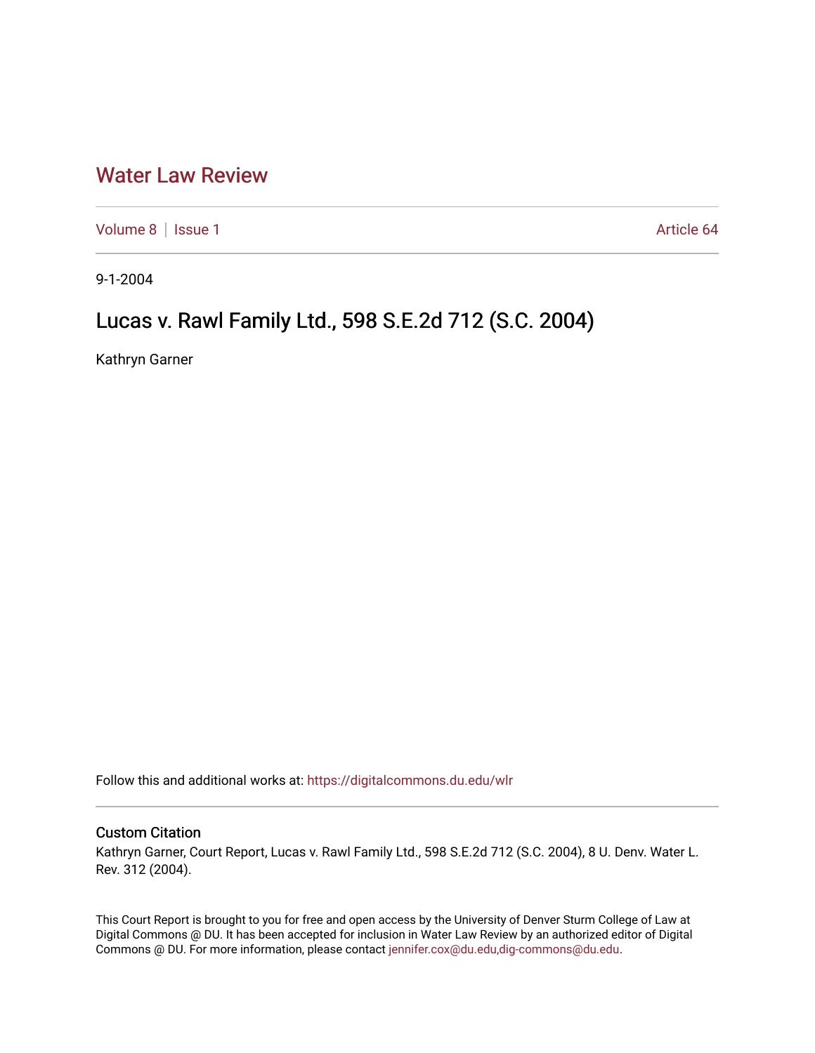# Water Law Review

Volume 8 | Issue 1 Article 64

9-1-2004

## Lucas v. Rawl Family Ltd., 598 S.E.2d 712 (S.C. 2004)

Kathryn Garner

Follow this and additional works at: https://digitalcommons.du.edu/wlr

### Custom Citation

Kathryn Garner, Court Report, Lucas v. Rawl Family Ltd., 598 S.E.2d 712 (S.C. 2004), 8 U. Denv. Water L. Rev. 312 (2004).

This Court Report is brought to you for free and open access by the University of Denver Sturm College of Law at Digital Commons @ DU. It has been accepted for inclusion in Water Law Review by an authorized editor of Digital Commons @ DU. For more information, please contact jennifer.cox@du.edu,dig-commons@du.edu.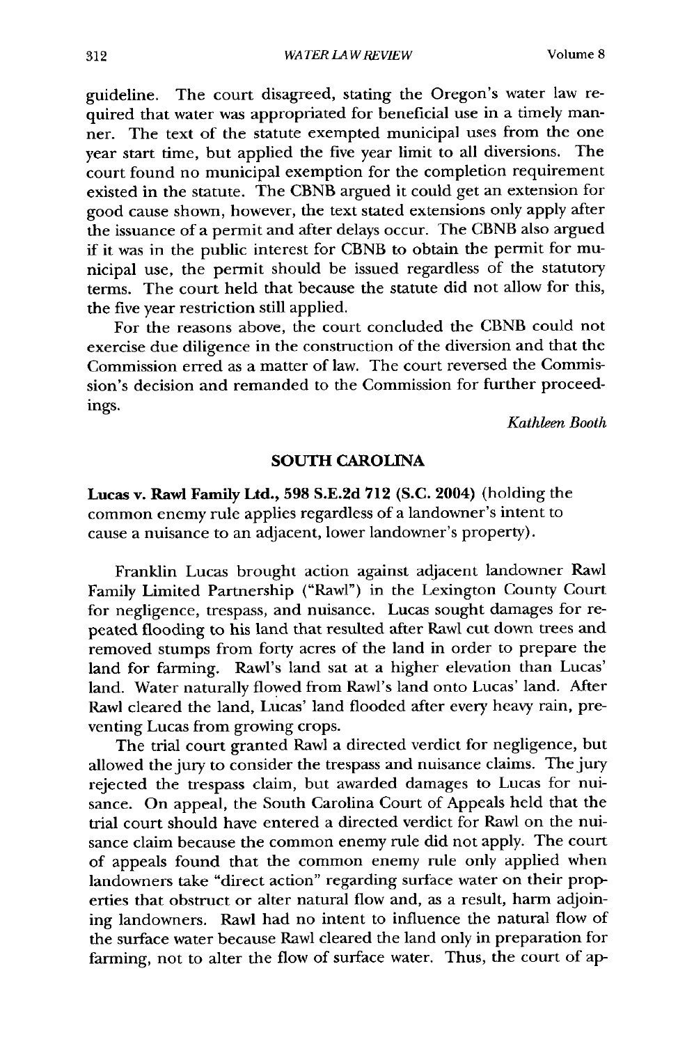guideline. The court disagreed, stating the Oregon's water law required that water was appropriated for beneficial use in a timely manner. The text of the statute exempted municipal uses from the one year start time, but applied the five year limit to all diversions. The court found no municipal exemption for the completion requirement existed in the statute. The CBNB argued it could get an extension for good cause shown, however, the text stated extensions only apply after the issuance of a permit and after delays occur. The CBNB also argued if it was in the public interest for CBNB to obtain the permit for municipal use, the permit should be issued regardless of the statutory terms. The court held that because the statute did not allow for this, the five year restriction still applied.

For the reasons above, the court concluded the CBNB could not exercise due diligence in the construction of the diversion and that the Commission erred as a matter of law. The court reversed the Commission's decision and remanded to the Commission for further proceedings.

*Kathleen Booth*

## SOUTH CAROLINA

**Lucas v. Rawl Family Ltd., 598 S.E.2d 712 (S.C. 2004)** (holding the common enemy rule applies regardless of a landowner's intent to cause a nuisance to an adjacent, lower landowner's property).

Franklin Lucas brought action against adjacent landowner Rawl Family Limited Partnership ("Rawl") in the Lexington County Court for negligence, trespass, and nuisance. Lucas sought damages for repeated flooding to his land that resulted after Rawl cut down trees and removed stumps from forty acres of the land in order to prepare the land for farming. Rawl's land sat at a higher elevation than Lucas' land. Water naturally flowed from Rawl's land onto Lucas' land. After Rawl cleared the land, Lucas' land flooded after every heavy rain, preventing Lucas from growing crops.

The trial court granted Rawl a directed verdict for negligence, but allowed the jury to consider the trespass and nuisance claims. The jury rejected the trespass claim, but awarded damages to Lucas for nuisance. On appeal, the South Carolina Court of Appeals held that the trial court should have entered a directed verdict for Rawl on the nuisance claim because the common enemy rule did not apply. The court of appeals found that the common enemy rule only applied when landowners take "direct action" regarding surface water on their properties that obstruct or alter natural flow and, as a result, harm adjoining landowners. Rawl had no intent to influence the natural flow of the surface water because Rawl cleared the land only in preparation for farming, not to alter the flow of surface water. Thus, the court of ap-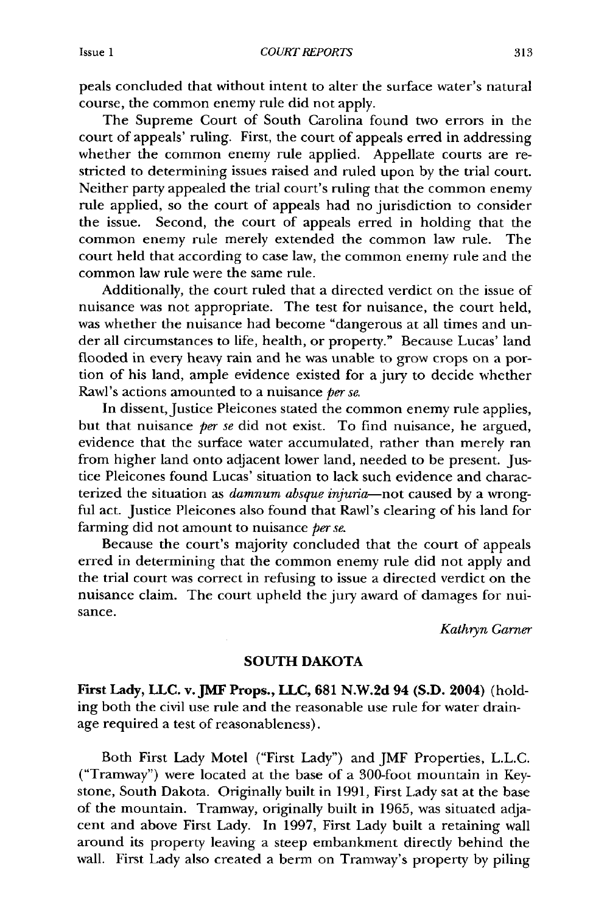peals concluded that without intent to alter the surface water's natural course, the common enemy rule did not apply.

The Supreme Court of South Carolina found two errors in the court of appeals' ruling. First, the court of appeals erred in addressing whether the common enemy rule applied. Appellate courts are restricted to determining issues raised and ruled upon by the trial court. Neither party appealed the trial court's ruling that the common enemy rule applied, so the court of appeals had no jurisdiction to consider the issue. Second, the court of appeals erred in holding that the common enemy rule merely extended the common law rule. The court held that according to case law, the common enemy rule and the common law rule were the same rule.

Additionally, the court ruled that a directed verdict on the issue of nuisance was not appropriate. The test for nuisance, the court held, was whether the nuisance had become "dangerous at all times and under all circumstances to life, health, or property." Because Lucas' land flooded in every heavy rain and he was unable to grow crops on a portion of his land, ample evidence existed for a jury to decide whether Rawl's actions amounted to a nuisance *per se*.

In dissent, Justice Pleicones stated the common enemy rule applies, but that nuisance *per se* did not exist. To find nuisance, he argued, evidence that the surface water accumulated, rather than merely ran from higher land onto adjacent lower land, needed to be present. Justice Pleicones found Lucas' situation to lack such evidence and characterized the situation as *damnum absque injuria*—not caused by a wrongful act. Justice Pleicones also found that Rawl's clearing of his land for farming did not amount to nuisance *per se*.

Because the court's majority concluded that the court of appeals erred in determining that the common enemy rule did not apply and the trial court was correct in refusing to issue a directed verdict on the nuisance claim. The court upheld the jury award of damages for nuisance.

*Kathryn Garner*

## SOUTH DAKOTA

**First Lady, LLC. v. JMF Props., LLC, 681 N.W.2d 94 (S.D. 2004)** (holding both the civil use rule and the reasonable use rule for water drainage required a test of reasonableness).

Both First Lady Motel ("First Lady") and JMF Properties, L.L.C. ("Tramway") were located at the base of a 300-foot mountain in Keystone, South Dakota. Originally built in 1991, First Lady sat at the base of the mountain. Tramway, originally built in 1965, was situated adjacent and above First Lady. In 1997, First Lady built a retaining wall around its property leaving a steep embankment directly behind the wall. First Lady also created a berm on Tramway's property by piling